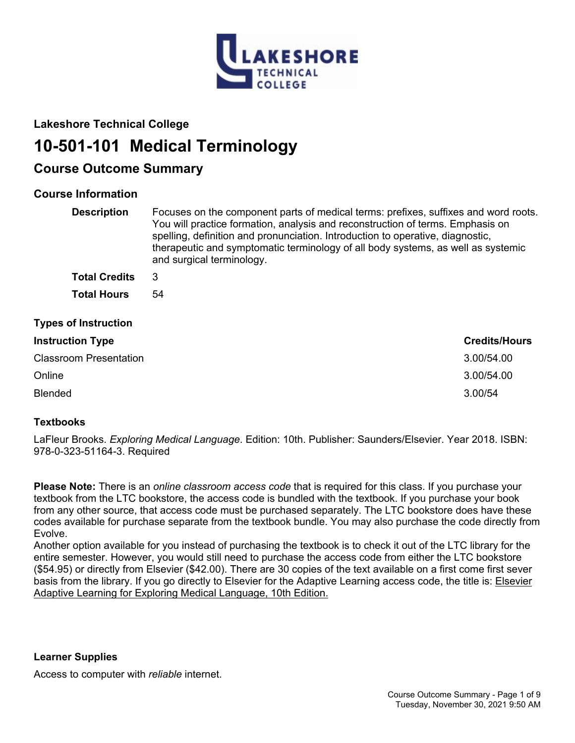### Lakeshore Technical College

# 10-501-101 Medical Terminology

## Course Outcome Summary

### Course Information

**Description** Focuses on the component parts of medical terms: prefixes, suffixes and word roots. You will practice formation, analysis and reconstruction of terms. Emphasis on spelling, definition and pronunciation. Introduction to operative, diagnostic, therapeutic and symptomatic terminology of all body systems, as well as systemic and surgical terminology.

**Total Credits** 3

**Total Hours** 54

### Types of Instruction

| Instruction Type | Credits/Hours |
|---|---|
| Classroom Presentation | 3.00/54.00 |
| Online | 3.00/54.00 |
| Blended | 3.00/54 |

### Textbooks

LaFleur Brooks. *Exploring Medical Language*. Edition: 10th. Publisher: Saunders/Elsevier. Year 2018. ISBN: 978-0-323-51164-3. Required

**Please Note:** There is an *online classroom access code* that is required for this class. If you purchase your textbook from the LTC bookstore, the access code is bundled with the textbook. If you purchase your book from any other source, that access code must be purchased separately. The LTC bookstore does have these codes available for purchase separate from the textbook bundle. You may also purchase the code directly from Evolve.
Another option available for you instead of purchasing the textbook is to check it out of the LTC library for the entire semester. However, you would still need to purchase the access code from either the LTC bookstore ($54.95) or directly from Elsevier ($42.00). There are 30 copies of the text available on a first come first sever basis from the library. If you go directly to Elsevier for the Adaptive Learning access code, the title is: Elsevier Adaptive Learning for Exploring Medical Language, 10th Edition.

### Learner Supplies

Access to computer with *reliable* internet.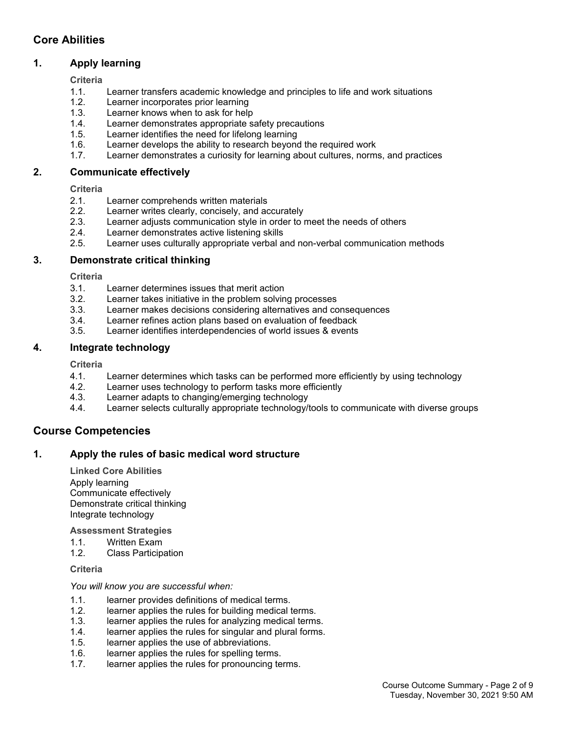## Core Abilities

### 1. Apply learning

**Criteria**

1.1. Learner transfers academic knowledge and principles to life and work situations
1.2. Learner incorporates prior learning
1.3. Learner knows when to ask for help
1.4. Learner demonstrates appropriate safety precautions
1.5. Learner identifies the need for lifelong learning
1.6. Learner develops the ability to research beyond the required work
1.7. Learner demonstrates a curiosity for learning about cultures, norms, and practices

### 2. Communicate effectively

**Criteria**

2.1. Learner comprehends written materials
2.2. Learner writes clearly, concisely, and accurately
2.3. Learner adjusts communication style in order to meet the needs of others
2.4. Learner demonstrates active listening skills
2.5. Learner uses culturally appropriate verbal and non-verbal communication methods

### 3. Demonstrate critical thinking

**Criteria**

3.1. Learner determines issues that merit action
3.2. Learner takes initiative in the problem solving processes
3.3. Learner makes decisions considering alternatives and consequences
3.4. Learner refines action plans based on evaluation of feedback
3.5. Learner identifies interdependencies of world issues & events

### 4. Integrate technology

**Criteria**

4.1. Learner determines which tasks can be performed more efficiently by using technology
4.2. Learner uses technology to perform tasks more efficiently
4.3. Learner adapts to changing/emerging technology
4.4. Learner selects culturally appropriate technology/tools to communicate with diverse groups

## Course Competencies

### 1. Apply the rules of basic medical word structure

**Linked Core Abilities**

Apply learning
Communicate effectively
Demonstrate critical thinking
Integrate technology

**Assessment Strategies**

1.1. Written Exam
1.2. Class Participation

**Criteria**

*You will know you are successful when:*

1.1. learner provides definitions of medical terms.
1.2. learner applies the rules for building medical terms.
1.3. learner applies the rules for analyzing medical terms.
1.4. learner applies the rules for singular and plural forms.
1.5. learner applies the use of abbreviations.
1.6. learner applies the rules for spelling terms.
1.7. learner applies the rules for pronouncing terms.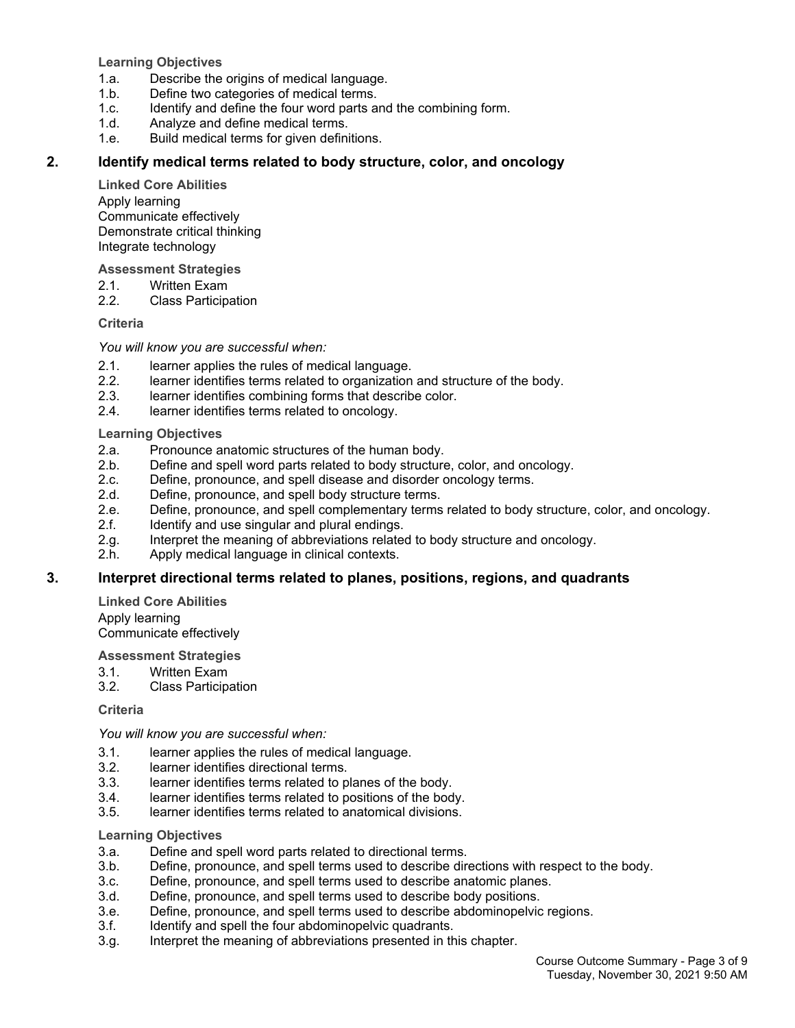**Learning Objectives**

1.a. Describe the origins of medical language.
1.b. Define two categories of medical terms.
1.c. Identify and define the four word parts and the combining form.
1.d. Analyze and define medical terms.
1.e. Build medical terms for given definitions.

## 2. Identify medical terms related to body structure, color, and oncology

**Linked Core Abilities**

Apply learning
Communicate effectively
Demonstrate critical thinking
Integrate technology

**Assessment Strategies**

2.1. Written Exam
2.2. Class Participation

**Criteria**

*You will know you are successful when:*

2.1. learner applies the rules of medical language.
2.2. learner identifies terms related to organization and structure of the body.
2.3. learner identifies combining forms that describe color.
2.4. learner identifies terms related to oncology.

**Learning Objectives**

2.a. Pronounce anatomic structures of the human body.
2.b. Define and spell word parts related to body structure, color, and oncology.
2.c. Define, pronounce, and spell disease and disorder oncology terms.
2.d. Define, pronounce, and spell body structure terms.
2.e. Define, pronounce, and spell complementary terms related to body structure, color, and oncology.
2.f. Identify and use singular and plural endings.
2.g. Interpret the meaning of abbreviations related to body structure and oncology.
2.h. Apply medical language in clinical contexts.

## 3. Interpret directional terms related to planes, positions, regions, and quadrants

**Linked Core Abilities**

Apply learning
Communicate effectively

**Assessment Strategies**

3.1. Written Exam
3.2. Class Participation

**Criteria**

*You will know you are successful when:*

3.1. learner applies the rules of medical language.
3.2. learner identifies directional terms.
3.3. learner identifies terms related to planes of the body.
3.4. learner identifies terms related to positions of the body.
3.5. learner identifies terms related to anatomical divisions.

**Learning Objectives**

3.a. Define and spell word parts related to directional terms.
3.b. Define, pronounce, and spell terms used to describe directions with respect to the body.
3.c. Define, pronounce, and spell terms used to describe anatomic planes.
3.d. Define, pronounce, and spell terms used to describe body positions.
3.e. Define, pronounce, and spell terms used to describe abdominopelvic regions.
3.f. Identify and spell the four abdominopelvic quadrants.
3.g. Interpret the meaning of abbreviations presented in this chapter.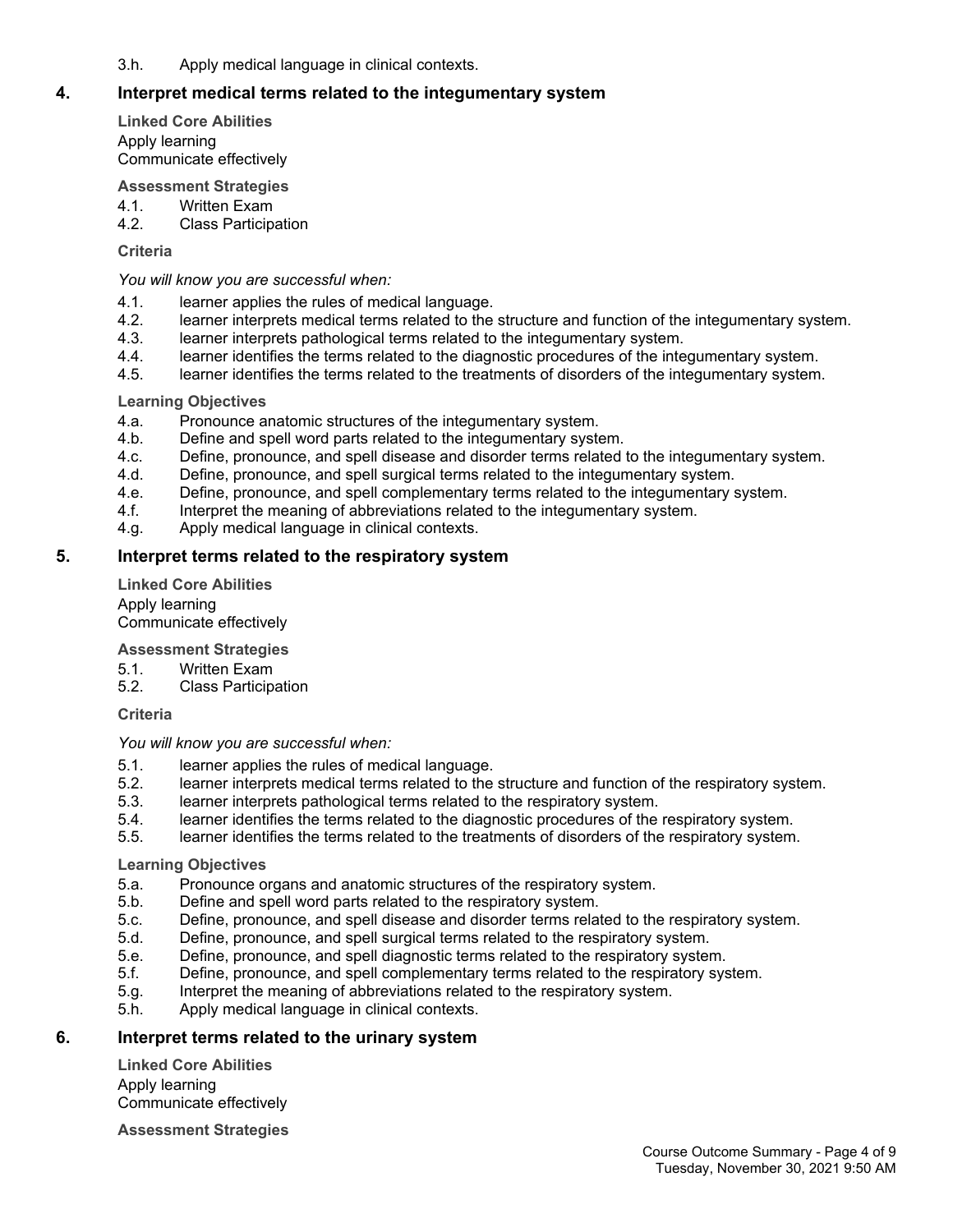3.h. Apply medical language in clinical contexts.

## 4. Interpret medical terms related to the integumentary system

**Linked Core Abilities**

Apply learning
Communicate effectively

**Assessment Strategies**

4.1. Written Exam
4.2. Class Participation

**Criteria**

*You will know you are successful when:*

4.1. learner applies the rules of medical language.
4.2. learner interprets medical terms related to the structure and function of the integumentary system.
4.3. learner interprets pathological terms related to the integumentary system.
4.4. learner identifies the terms related to the diagnostic procedures of the integumentary system.
4.5. learner identifies the terms related to the treatments of disorders of the integumentary system.

**Learning Objectives**

4.a. Pronounce anatomic structures of the integumentary system.
4.b. Define and spell word parts related to the integumentary system.
4.c. Define, pronounce, and spell disease and disorder terms related to the integumentary system.
4.d. Define, pronounce, and spell surgical terms related to the integumentary system.
4.e. Define, pronounce, and spell complementary terms related to the integumentary system.
4.f. Interpret the meaning of abbreviations related to the integumentary system.
4.g. Apply medical language in clinical contexts.

## 5. Interpret terms related to the respiratory system

**Linked Core Abilities**

Apply learning
Communicate effectively

**Assessment Strategies**

5.1. Written Exam
5.2. Class Participation

**Criteria**

*You will know you are successful when:*

5.1. learner applies the rules of medical language.
5.2. learner interprets medical terms related to the structure and function of the respiratory system.
5.3. learner interprets pathological terms related to the respiratory system.
5.4. learner identifies the terms related to the diagnostic procedures of the respiratory system.
5.5. learner identifies the terms related to the treatments of disorders of the respiratory system.

**Learning Objectives**

5.a. Pronounce organs and anatomic structures of the respiratory system.
5.b. Define and spell word parts related to the respiratory system.
5.c. Define, pronounce, and spell disease and disorder terms related to the respiratory system.
5.d. Define, pronounce, and spell surgical terms related to the respiratory system.
5.e. Define, pronounce, and spell diagnostic terms related to the respiratory system.
5.f. Define, pronounce, and spell complementary terms related to the respiratory system.
5.g. Interpret the meaning of abbreviations related to the respiratory system.
5.h. Apply medical language in clinical contexts.

## 6. Interpret terms related to the urinary system

**Linked Core Abilities**

Apply learning
Communicate effectively

**Assessment Strategies**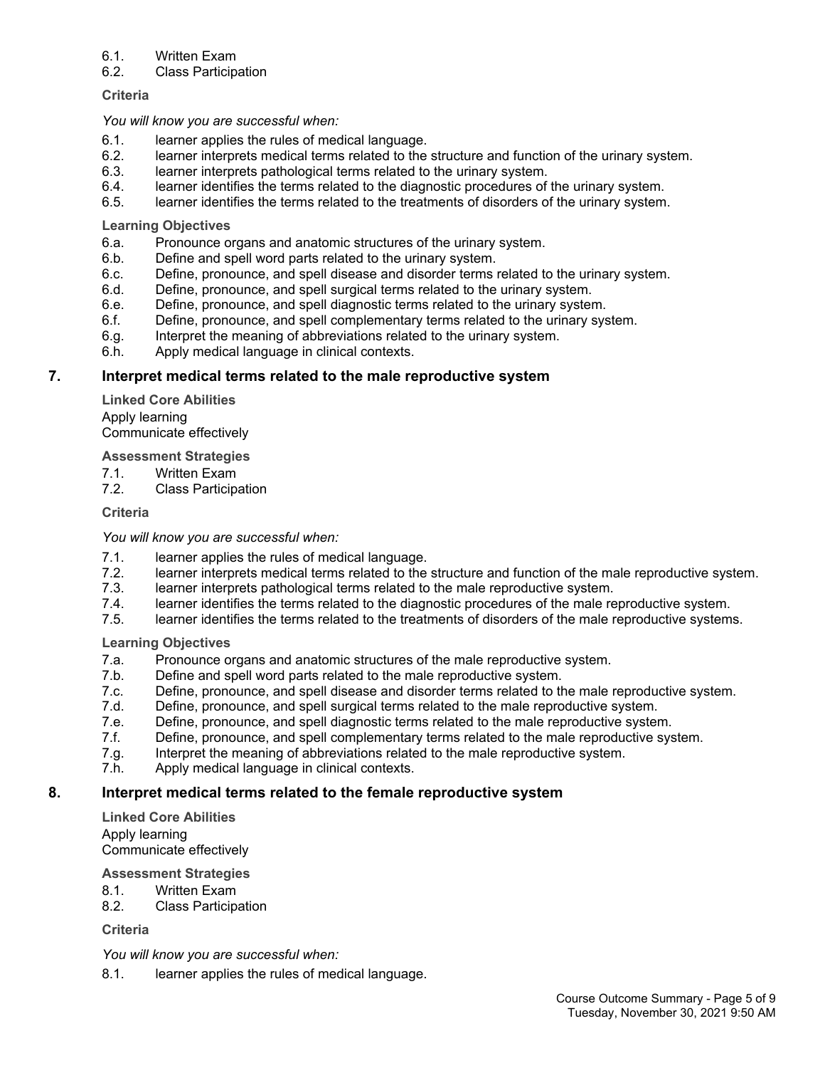6.1. Written Exam
6.2. Class Participation

**Criteria**

*You will know you are successful when:*

6.1. learner applies the rules of medical language.
6.2. learner interprets medical terms related to the structure and function of the urinary system.
6.3. learner interprets pathological terms related to the urinary system.
6.4. learner identifies the terms related to the diagnostic procedures of the urinary system.
6.5. learner identifies the terms related to the treatments of disorders of the urinary system.

**Learning Objectives**

6.a. Pronounce organs and anatomic structures of the urinary system.
6.b. Define and spell word parts related to the urinary system.
6.c. Define, pronounce, and spell disease and disorder terms related to the urinary system.
6.d. Define, pronounce, and spell surgical terms related to the urinary system.
6.e. Define, pronounce, and spell diagnostic terms related to the urinary system.
6.f. Define, pronounce, and spell complementary terms related to the urinary system.
6.g. Interpret the meaning of abbreviations related to the urinary system.
6.h. Apply medical language in clinical contexts.

## 7. Interpret medical terms related to the male reproductive system

**Linked Core Abilities**

Apply learning
Communicate effectively

**Assessment Strategies**

7.1. Written Exam
7.2. Class Participation

**Criteria**

*You will know you are successful when:*

7.1. learner applies the rules of medical language.
7.2. learner interprets medical terms related to the structure and function of the male reproductive system.
7.3. learner interprets pathological terms related to the male reproductive system.
7.4. learner identifies the terms related to the diagnostic procedures of the male reproductive system.
7.5. learner identifies the terms related to the treatments of disorders of the male reproductive systems.

**Learning Objectives**

7.a. Pronounce organs and anatomic structures of the male reproductive system.
7.b. Define and spell word parts related to the male reproductive system.
7.c. Define, pronounce, and spell disease and disorder terms related to the male reproductive system.
7.d. Define, pronounce, and spell surgical terms related to the male reproductive system.
7.e. Define, pronounce, and spell diagnostic terms related to the male reproductive system.
7.f. Define, pronounce, and spell complementary terms related to the male reproductive system.
7.g. Interpret the meaning of abbreviations related to the male reproductive system.
7.h. Apply medical language in clinical contexts.

## 8. Interpret medical terms related to the female reproductive system

**Linked Core Abilities**

Apply learning
Communicate effectively

**Assessment Strategies**

8.1. Written Exam
8.2. Class Participation

**Criteria**

*You will know you are successful when:*

8.1. learner applies the rules of medical language.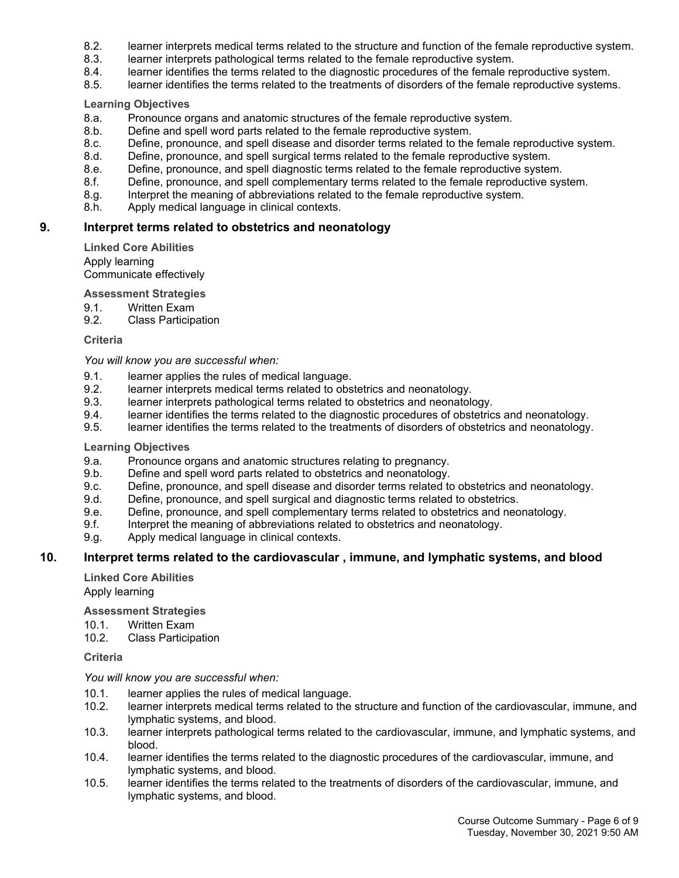8.2. learner interprets medical terms related to the structure and function of the female reproductive system.
8.3. learner interprets pathological terms related to the female reproductive system.
8.4. learner identifies the terms related to the diagnostic procedures of the female reproductive system.
8.5. learner identifies the terms related to the treatments of disorders of the female reproductive systems.

**Learning Objectives**

8.a. Pronounce organs and anatomic structures of the female reproductive system.
8.b. Define and spell word parts related to the female reproductive system.
8.c. Define, pronounce, and spell disease and disorder terms related to the female reproductive system.
8.d. Define, pronounce, and spell surgical terms related to the female reproductive system.
8.e. Define, pronounce, and spell diagnostic terms related to the female reproductive system.
8.f. Define, pronounce, and spell complementary terms related to the female reproductive system.
8.g. Interpret the meaning of abbreviations related to the female reproductive system.
8.h. Apply medical language in clinical contexts.

## 9. Interpret terms related to obstetrics and neonatology

**Linked Core Abilities**

Apply learning
Communicate effectively

**Assessment Strategies**

9.1. Written Exam
9.2. Class Participation

**Criteria**

*You will know you are successful when:*

9.1. learner applies the rules of medical language.
9.2. learner interprets medical terms related to obstetrics and neonatology.
9.3. learner interprets pathological terms related to obstetrics and neonatology.
9.4. learner identifies the terms related to the diagnostic procedures of obstetrics and neonatology.
9.5. learner identifies the terms related to the treatments of disorders of obstetrics and neonatology.

**Learning Objectives**

9.a. Pronounce organs and anatomic structures relating to pregnancy.
9.b. Define and spell word parts related to obstetrics and neonatology.
9.c. Define, pronounce, and spell disease and disorder terms related to obstetrics and neonatology.
9.d. Define, pronounce, and spell surgical and diagnostic terms related to obstetrics.
9.e. Define, pronounce, and spell complementary terms related to obstetrics and neonatology.
9.f. Interpret the meaning of abbreviations related to obstetrics and neonatology.
9.g. Apply medical language in clinical contexts.

## 10. Interpret terms related to the cardiovascular , immune, and lymphatic systems, and blood

**Linked Core Abilities**

Apply learning

**Assessment Strategies**

10.1. Written Exam
10.2. Class Participation

**Criteria**

*You will know you are successful when:*

10.1. learner applies the rules of medical language.
10.2. learner interprets medical terms related to the structure and function of the cardiovascular, immune, and lymphatic systems, and blood.
10.3. learner interprets pathological terms related to the cardiovascular, immune, and lymphatic systems, and blood.
10.4. learner identifies the terms related to the diagnostic procedures of the cardiovascular, immune, and lymphatic systems, and blood.
10.5. learner identifies the terms related to the treatments of disorders of the cardiovascular, immune, and lymphatic systems, and blood.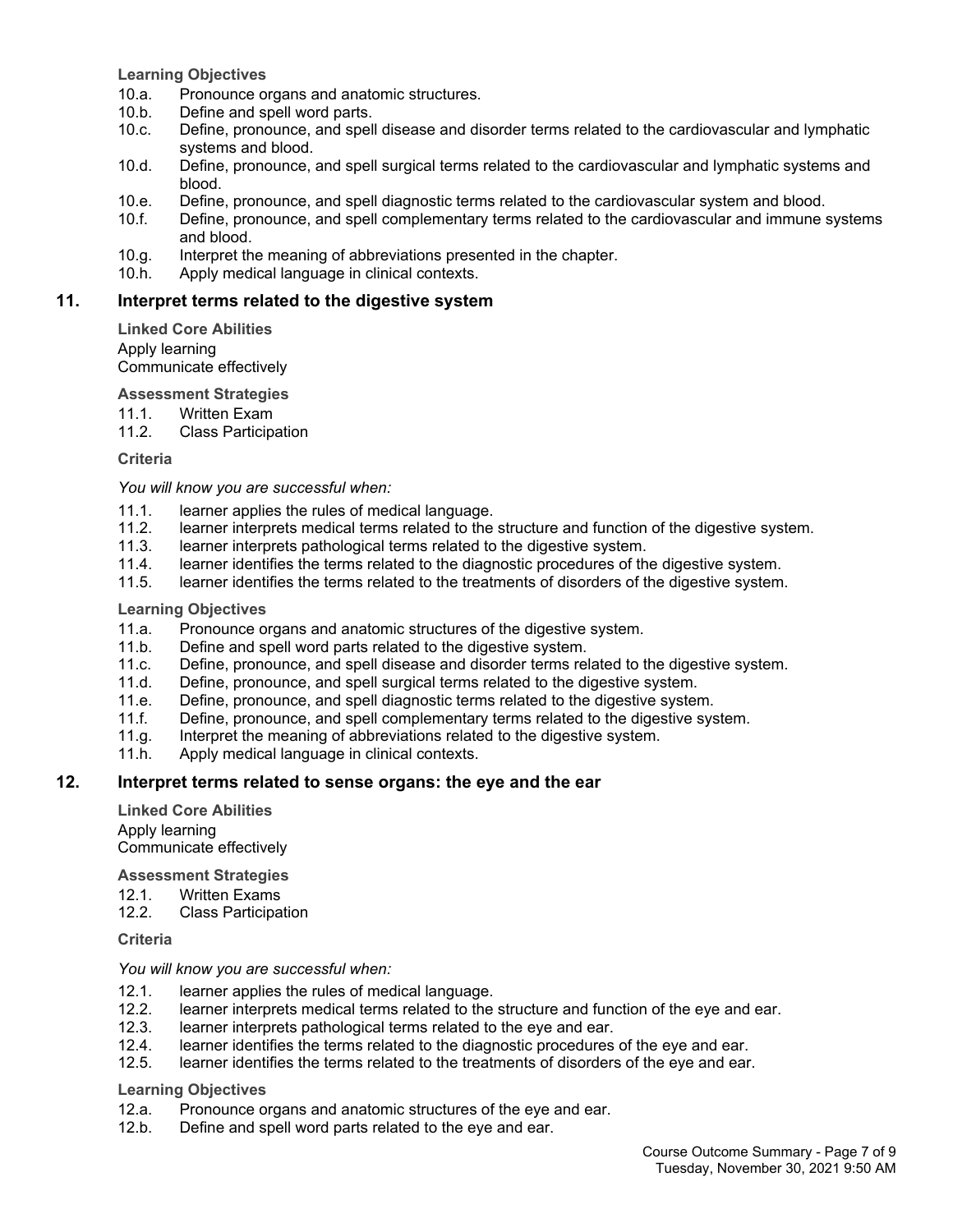**Learning Objectives**

10.a. Pronounce organs and anatomic structures.
10.b. Define and spell word parts.
10.c. Define, pronounce, and spell disease and disorder terms related to the cardiovascular and lymphatic systems and blood.
10.d. Define, pronounce, and spell surgical terms related to the cardiovascular and lymphatic systems and blood.
10.e. Define, pronounce, and spell diagnostic terms related to the cardiovascular system and blood.
10.f. Define, pronounce, and spell complementary terms related to the cardiovascular and immune systems and blood.
10.g. Interpret the meaning of abbreviations presented in the chapter.
10.h. Apply medical language in clinical contexts.

## 11. Interpret terms related to the digestive system

**Linked Core Abilities**

Apply learning
Communicate effectively

**Assessment Strategies**

11.1. Written Exam
11.2. Class Participation

**Criteria**

*You will know you are successful when:*

11.1. learner applies the rules of medical language.
11.2. learner interprets medical terms related to the structure and function of the digestive system.
11.3. learner interprets pathological terms related to the digestive system.
11.4. learner identifies the terms related to the diagnostic procedures of the digestive system.
11.5. learner identifies the terms related to the treatments of disorders of the digestive system.

**Learning Objectives**

11.a. Pronounce organs and anatomic structures of the digestive system.
11.b. Define and spell word parts related to the digestive system.
11.c. Define, pronounce, and spell disease and disorder terms related to the digestive system.
11.d. Define, pronounce, and spell surgical terms related to the digestive system.
11.e. Define, pronounce, and spell diagnostic terms related to the digestive system.
11.f. Define, pronounce, and spell complementary terms related to the digestive system.
11.g. Interpret the meaning of abbreviations related to the digestive system.
11.h. Apply medical language in clinical contexts.

## 12. Interpret terms related to sense organs: the eye and the ear

**Linked Core Abilities**

Apply learning
Communicate effectively

**Assessment Strategies**

12.1. Written Exams
12.2. Class Participation

**Criteria**

*You will know you are successful when:*

12.1. learner applies the rules of medical language.
12.2. learner interprets medical terms related to the structure and function of the eye and ear.
12.3. learner interprets pathological terms related to the eye and ear.
12.4. learner identifies the terms related to the diagnostic procedures of the eye and ear.
12.5. learner identifies the terms related to the treatments of disorders of the eye and ear.

**Learning Objectives**

12.a. Pronounce organs and anatomic structures of the eye and ear.
12.b. Define and spell word parts related to the eye and ear.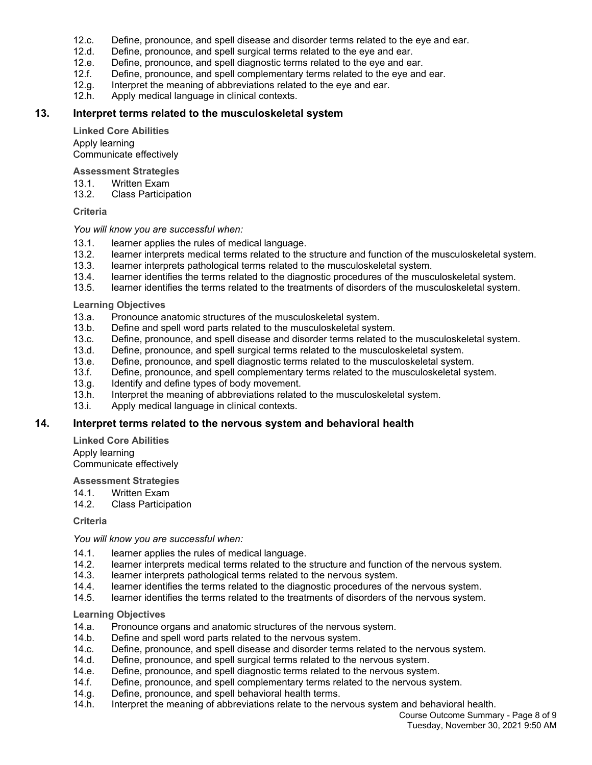12.c. Define, pronounce, and spell disease and disorder terms related to the eye and ear.
12.d. Define, pronounce, and spell surgical terms related to the eye and ear.
12.e. Define, pronounce, and spell diagnostic terms related to the eye and ear.
12.f. Define, pronounce, and spell complementary terms related to the eye and ear.
12.g. Interpret the meaning of abbreviations related to the eye and ear.
12.h. Apply medical language in clinical contexts.

## 13. Interpret terms related to the musculoskeletal system

**Linked Core Abilities**

Apply learning
Communicate effectively

**Assessment Strategies**

13.1. Written Exam
13.2. Class Participation

**Criteria**

*You will know you are successful when:*

13.1. learner applies the rules of medical language.
13.2. learner interprets medical terms related to the structure and function of the musculoskeletal system.
13.3. learner interprets pathological terms related to the musculoskeletal system.
13.4. learner identifies the terms related to the diagnostic procedures of the musculoskeletal system.
13.5. learner identifies the terms related to the treatments of disorders of the musculoskeletal system.

**Learning Objectives**

13.a. Pronounce anatomic structures of the musculoskeletal system.
13.b. Define and spell word parts related to the musculoskeletal system.
13.c. Define, pronounce, and spell disease and disorder terms related to the musculoskeletal system.
13.d. Define, pronounce, and spell surgical terms related to the musculoskeletal system.
13.e. Define, pronounce, and spell diagnostic terms related to the musculoskeletal system.
13.f. Define, pronounce, and spell complementary terms related to the musculoskeletal system.
13.g. Identify and define types of body movement.
13.h. Interpret the meaning of abbreviations related to the musculoskeletal system.
13.i. Apply medical language in clinical contexts.

## 14. Interpret terms related to the nervous system and behavioral health

**Linked Core Abilities**

Apply learning
Communicate effectively

**Assessment Strategies**

14.1. Written Exam
14.2. Class Participation

**Criteria**

*You will know you are successful when:*

14.1. learner applies the rules of medical language.
14.2. learner interprets medical terms related to the structure and function of the nervous system.
14.3. learner interprets pathological terms related to the nervous system.
14.4. learner identifies the terms related to the diagnostic procedures of the nervous system.
14.5. learner identifies the terms related to the treatments of disorders of the nervous system.

**Learning Objectives**

14.a. Pronounce organs and anatomic structures of the nervous system.
14.b. Define and spell word parts related to the nervous system.
14.c. Define, pronounce, and spell disease and disorder terms related to the nervous system.
14.d. Define, pronounce, and spell surgical terms related to the nervous system.
14.e. Define, pronounce, and spell diagnostic terms related to the nervous system.
14.f. Define, pronounce, and spell complementary terms related to the nervous system.
14.g. Define, pronounce, and spell behavioral health terms.
14.h. Interpret the meaning of abbreviations relate to the nervous system and behavioral health.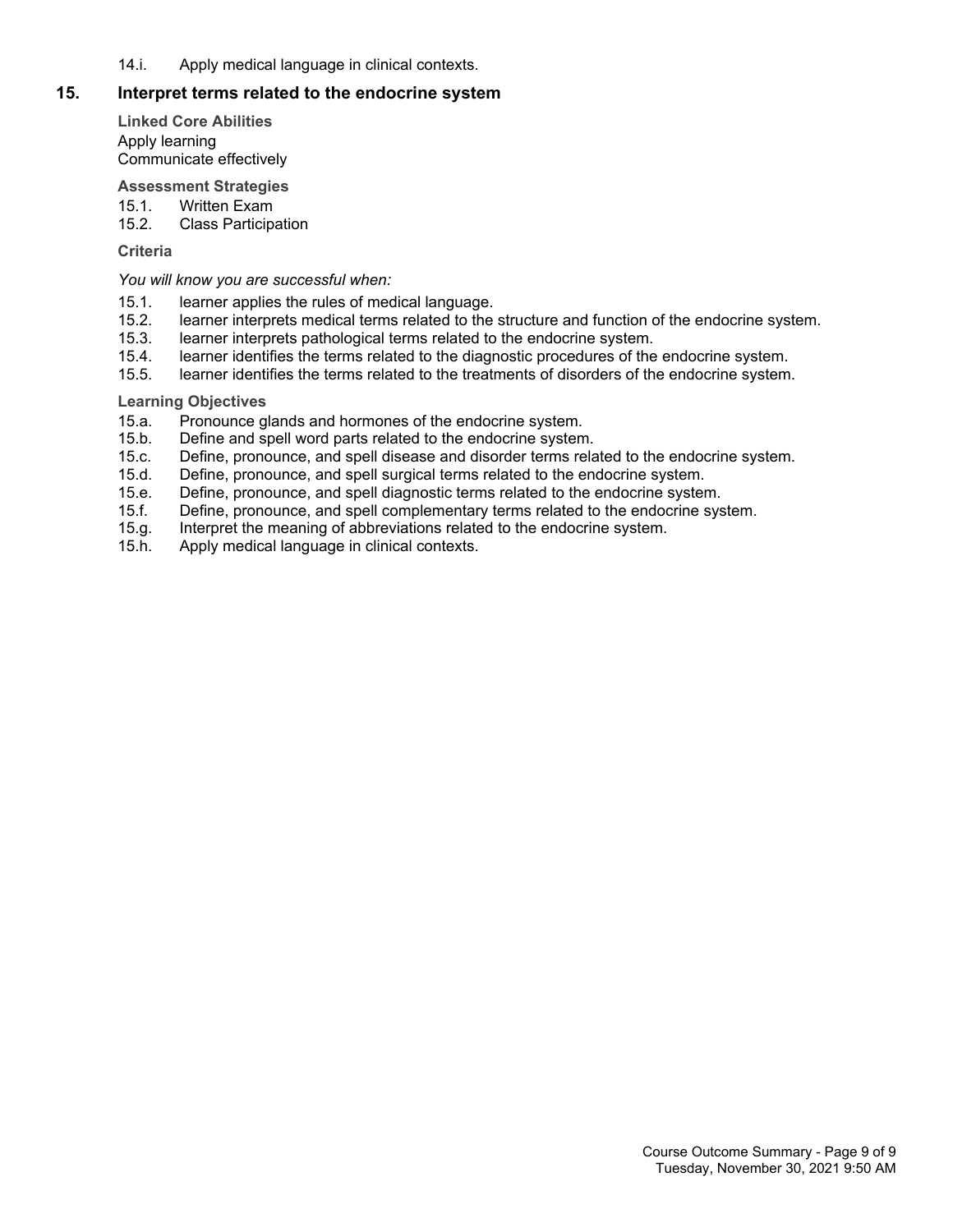14.i. Apply medical language in clinical contexts.

## 15. Interpret terms related to the endocrine system

**Linked Core Abilities**

Apply learning
Communicate effectively

**Assessment Strategies**

15.1. Written Exam
15.2. Class Participation

**Criteria**

*You will know you are successful when:*

15.1. learner applies the rules of medical language.
15.2. learner interprets medical terms related to the structure and function of the endocrine system.
15.3. learner interprets pathological terms related to the endocrine system.
15.4. learner identifies the terms related to the diagnostic procedures of the endocrine system.
15.5. learner identifies the terms related to the treatments of disorders of the endocrine system.

**Learning Objectives**

15.a. Pronounce glands and hormones of the endocrine system.
15.b. Define and spell word parts related to the endocrine system.
15.c. Define, pronounce, and spell disease and disorder terms related to the endocrine system.
15.d. Define, pronounce, and spell surgical terms related to the endocrine system.
15.e. Define, pronounce, and spell diagnostic terms related to the endocrine system.
15.f. Define, pronounce, and spell complementary terms related to the endocrine system.
15.g. Interpret the meaning of abbreviations related to the endocrine system.
15.h. Apply medical language in clinical contexts.